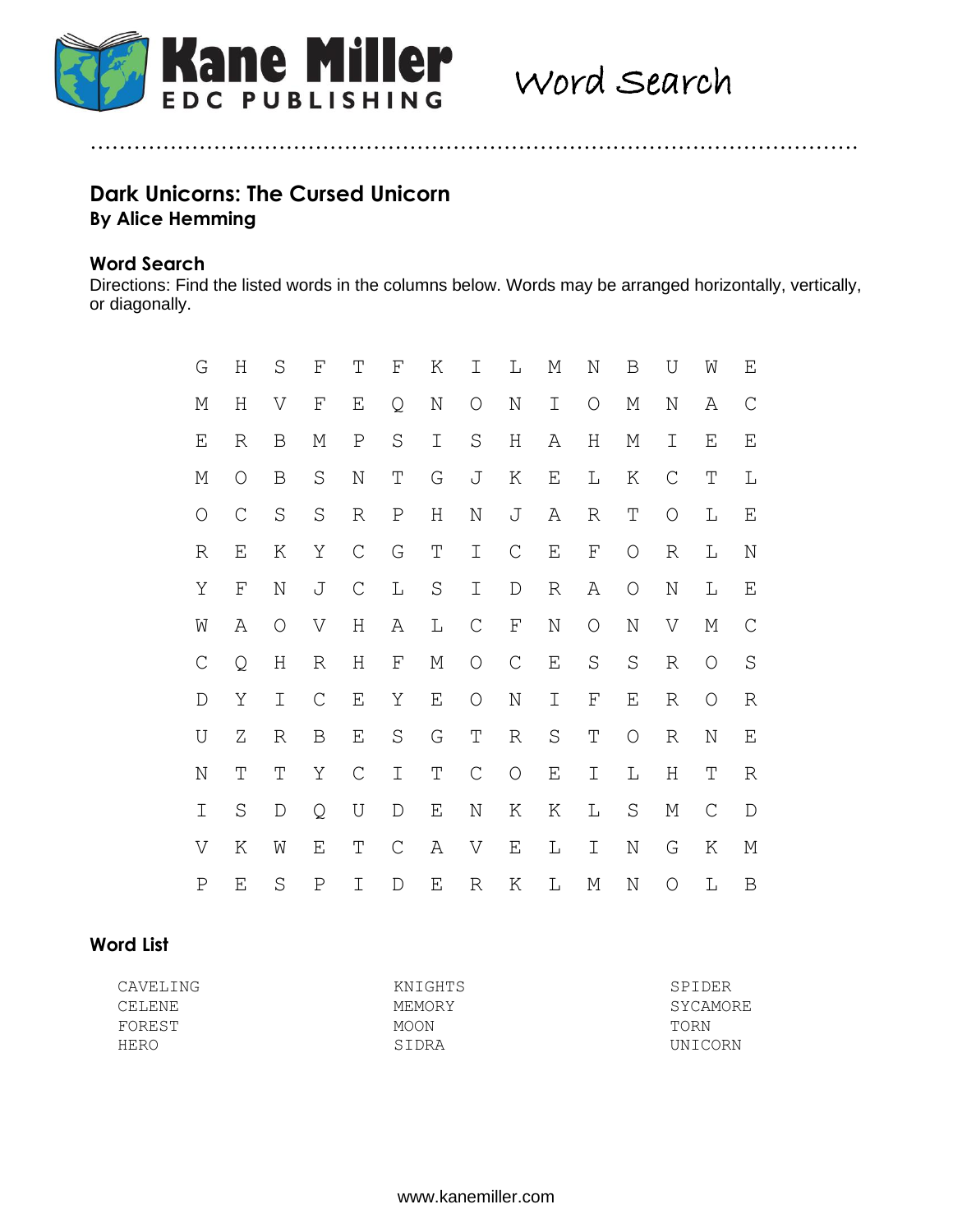Word Search

# Dark Unicorns: The Cursed Unicorn

**By Alice Hemming**

## Word Search

Directions: Find the listed words in the columns below. Words may be arranged horizontally, vertically, or diagonally.

```
G H S F T F K I L M N B U W E
M H V F E Q N O N I O M N A C
E R B M P S I S H A H M I E E
M O B S N T G J K E L K C T L
O C S S R P H N J A R T O L E
R E K Y C G T I C E F O R L N
Y F N J C L S I D R A O N L E
W A O V H A L C F N O N V M C
C Q H R H F M O C E S S R O S
D Y I C E Y E O N I F E R O R
U Z R B E S G T R S T O R N E
N T T Y C I T C O E I L H T R
I S D Q U D E N K K L S M C D
V K W E T C A V E L I N G K M
P E S P I D E R K L M N O L B
```

## Word List

| | | |
|---|---|---|
| CAVELING | KNIGHTS | SPIDER |
| CELENE | MEMORY | SYCAMORE |
| FOREST | MOON | TORN |
| HERO | SIDRA | UNICORN |

www.kanemiller.com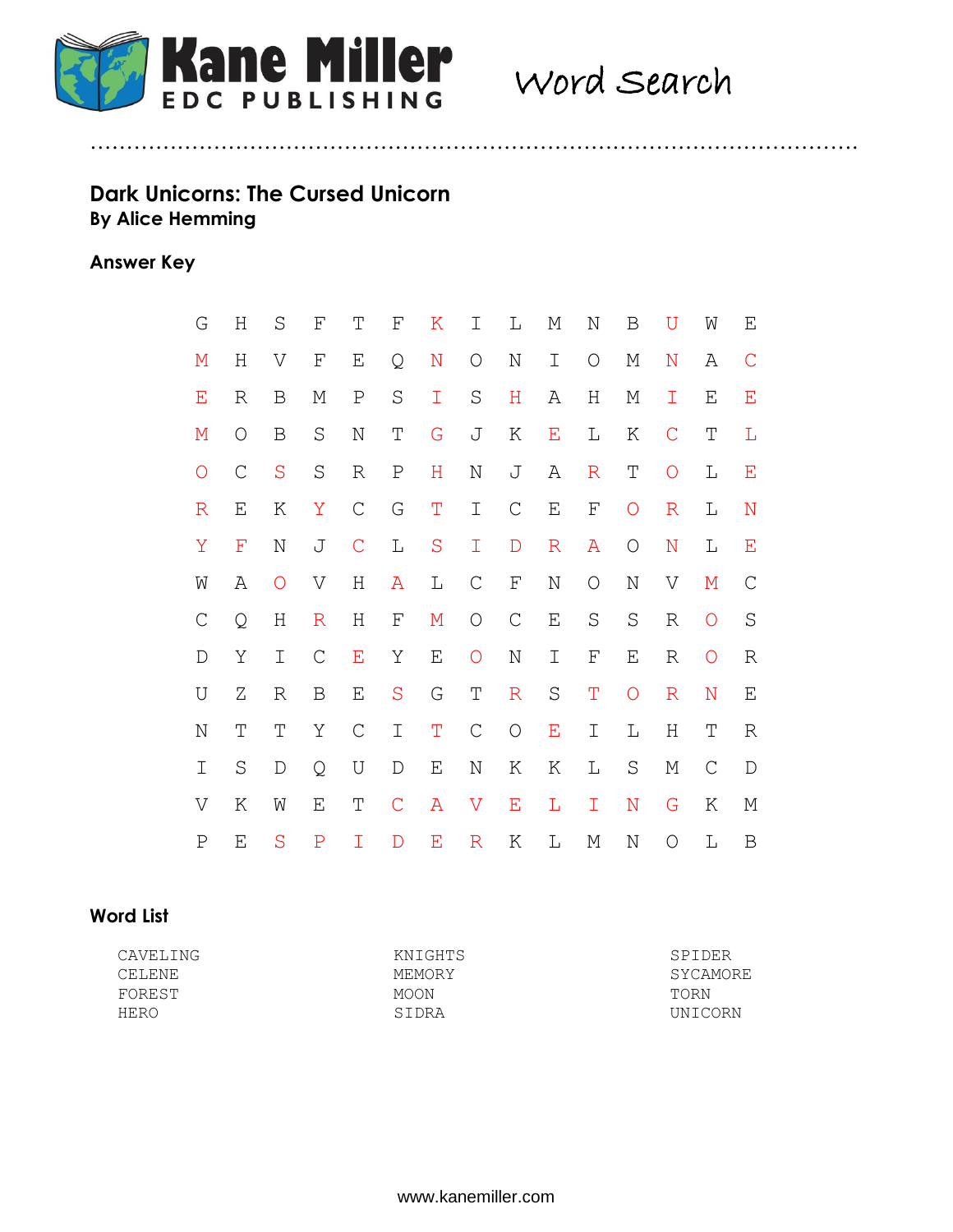Kane Miller EDC PUBLISHING

Word Search

## Dark Unicorns: The Cursed Unicorn

**By Alice Hemming**

### Answer Key

| | | | | | | | | | | | | | | |
|---|---|---|---|---|---|---|---|---|---|---|---|---|---|---|
| G | H | S | F | T | F | K | I | L | M | N | B | U | W | E |
| M | H | V | F | E | Q | N | O | N | I | O | M | N | A | C |
| E | R | B | M | P | S | I | S | H | A | H | M | I | E | E |
| M | O | B | S | N | T | G | J | K | E | L | K | C | T | L |
| O | C | S | S | R | P | H | N | J | A | R | T | O | L | E |
| R | E | K | Y | C | G | T | I | C | E | F | O | R | L | N |
| Y | F | N | J | C | L | S | I | D | R | A | O | N | L | E |
| W | A | O | V | H | A | L | C | F | N | O | N | V | M | C |
| C | Q | H | R | H | F | M | O | C | E | S | S | R | O | S |
| D | Y | I | C | E | Y | E | O | N | I | F | E | R | O | R |
| U | Z | R | B | E | S | G | T | R | S | T | O | R | N | E |
| N | T | T | Y | C | I | T | C | O | E | I | L | H | T | R |
| I | S | D | Q | U | D | E | N | K | K | L | S | M | C | D |
| V | K | W | E | T | C | A | V | E | L | I | N | G | K | M |
| P | E | S | P | I | D | E | R | K | L | M | N | O | L | B |

### Word List

CAVELING
CELENE
FOREST
HERO
KNIGHTS
MEMORY
MOON
SIDRA
SPIDER
SYCAMORE
TORN
UNICORN

www.kanemiller.com